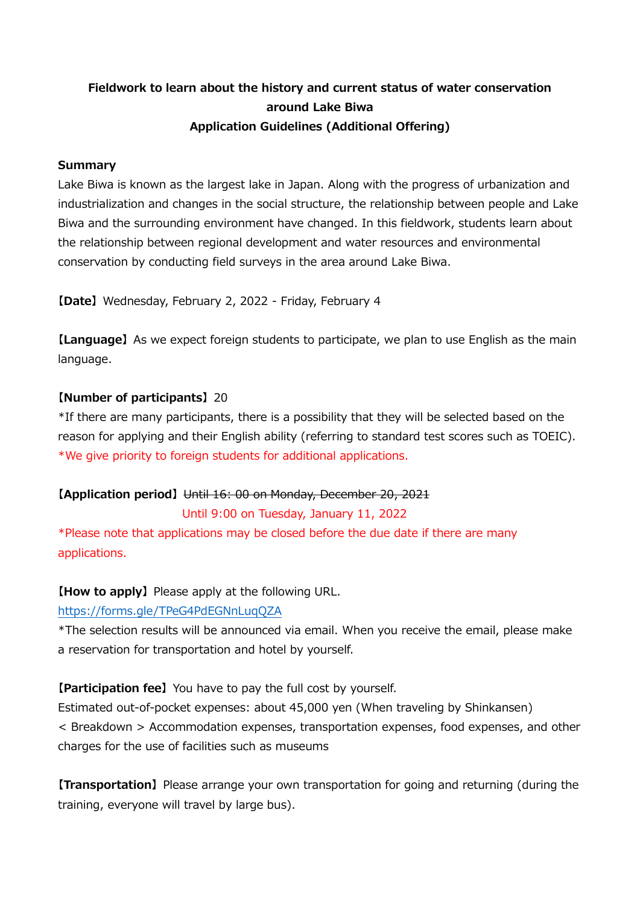# Fieldwork to learn about the history and current status of water conservation around Lake Biwa

## Application Guidelines (Additional Offering)

### Summary

Lake Biwa is known as the largest lake in Japan. Along with the progress of urbanization and industrialization and changes in the social structure, the relationship between people and Lake Biwa and the surrounding environment have changed. In this fieldwork, students learn about the relationship between regional development and water resources and environmental conservation by conducting field surveys in the area around Lake Biwa.

**【Date】** Wednesday, February 2, 2022 - Friday, February 4

**【Language】** As we expect foreign students to participate, we plan to use English as the main language.

**【Number of participants】** 20

*If there are many participants, there is a possibility that they will be selected based on the reason for applying and their English ability (referring to standard test scores such as TOEIC).

*We give priority to foreign students for additional applications.

**【Application period】** ~~Until 16: 00 on Monday, December 20, 2021~~

Until 9:00 on Tuesday, January 11, 2022

*Please note that applications may be closed before the due date if there are many applications.

**【How to apply】** Please apply at the following URL.

https://forms.gle/TPeG4PdEGNnLuqQZA

*The selection results will be announced via email. When you receive the email, please make a reservation for transportation and hotel by yourself.

**【Participation fee】** You have to pay the full cost by yourself.

Estimated out-of-pocket expenses: about 45,000 yen (When traveling by Shinkansen)

< Breakdown > Accommodation expenses, transportation expenses, food expenses, and other charges for the use of facilities such as museums

**【Transportation】** Please arrange your own transportation for going and returning (during the training, everyone will travel by large bus).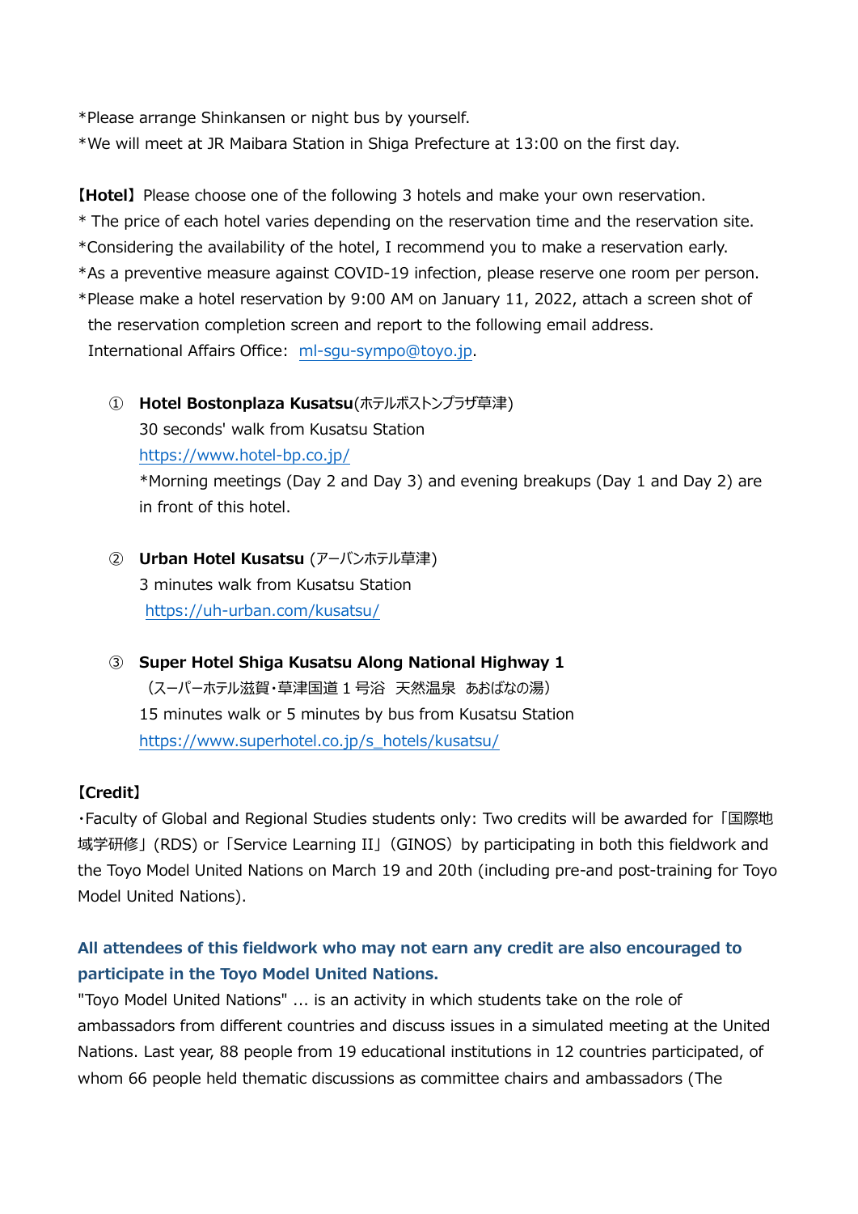*Please arrange Shinkansen or night bus by yourself.
*We will meet at JR Maibara Station in Shiga Prefecture at 13:00 on the first day.

【Hotel】Please choose one of the following 3 hotels and make your own reservation.
* The price of each hotel varies depending on the reservation time and the reservation site.
*Considering the availability of the hotel, I recommend you to make a reservation early.
*As a preventive measure against COVID-19 infection, please reserve one room per person.
*Please make a hotel reservation by 9:00 AM on January 11, 2022, attach a screen shot of the reservation completion screen and report to the following email address.
International Affairs Office: ml-sgu-sympo@toyo.jp.

① **Hotel Bostonplaza Kusatsu**(ホテルボストンプラザ草津)
30 seconds' walk from Kusatsu Station
https://www.hotel-bp.co.jp/
*Morning meetings (Day 2 and Day 3) and evening breakups (Day 1 and Day 2) are in front of this hotel.

② **Urban Hotel Kusatsu** (アーバンホテル草津)
3 minutes walk from Kusatsu Station
https://uh-urban.com/kusatsu/

③ **Super Hotel Shiga Kusatsu Along National Highway 1**
（スーパーホテル滋賀・草津国道１号浴　天然温泉　あおばなの湯）
15 minutes walk or 5 minutes by bus from Kusatsu Station
https://www.superhotel.co.jp/s_hotels/kusatsu/

**【Credit】**
・Faculty of Global and Regional Studies students only: Two credits will be awarded for「国際地域学研修」(RDS) or「Service Learning II」(GINOS) by participating in both this fieldwork and the Toyo Model United Nations on March 19 and 20th (including pre-and post-training for Toyo Model United Nations).

**All attendees of this fieldwork who may not earn any credit are also encouraged to participate in the Toyo Model United Nations.**
"Toyo Model United Nations" ... is an activity in which students take on the role of ambassadors from different countries and discuss issues in a simulated meeting at the United Nations. Last year, 88 people from 19 educational institutions in 12 countries participated, of whom 66 people held thematic discussions as committee chairs and ambassadors (The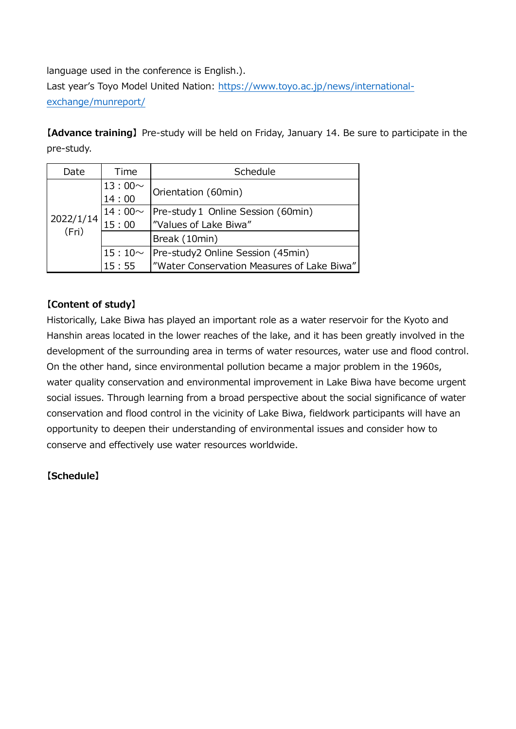language used in the conference is English.).
Last year's Toyo Model United Nation: [https://www.toyo.ac.jp/news/international-exchange/munreport/](https://www.toyo.ac.jp/news/international-exchange/munreport/)

**【Advance training】** Pre-study will be held on Friday, January 14. Be sure to participate in the pre-study.

| Date | Time | Schedule |
|---|---|---|
| 2022/1/14 (Fri) | 13：00～ 14：00 | Orientation (60min) |
| | 14：00～ 15：00 | Pre-study１ Online Session (60min) "Values of Lake Biwa" |
| | | Break (10min) |
| | 15：10～ 15：55 | Pre-study2 Online Session (45min) "Water Conservation Measures of Lake Biwa" |

**【Content of study】**

Historically, Lake Biwa has played an important role as a water reservoir for the Kyoto and Hanshin areas located in the lower reaches of the lake, and it has been greatly involved in the development of the surrounding area in terms of water resources, water use and flood control. On the other hand, since environmental pollution became a major problem in the 1960s, water quality conservation and environmental improvement in Lake Biwa have become urgent social issues. Through learning from a broad perspective about the social significance of water conservation and flood control in the vicinity of Lake Biwa, fieldwork participants will have an opportunity to deepen their understanding of environmental issues and consider how to conserve and effectively use water resources worldwide.

**【Schedule】**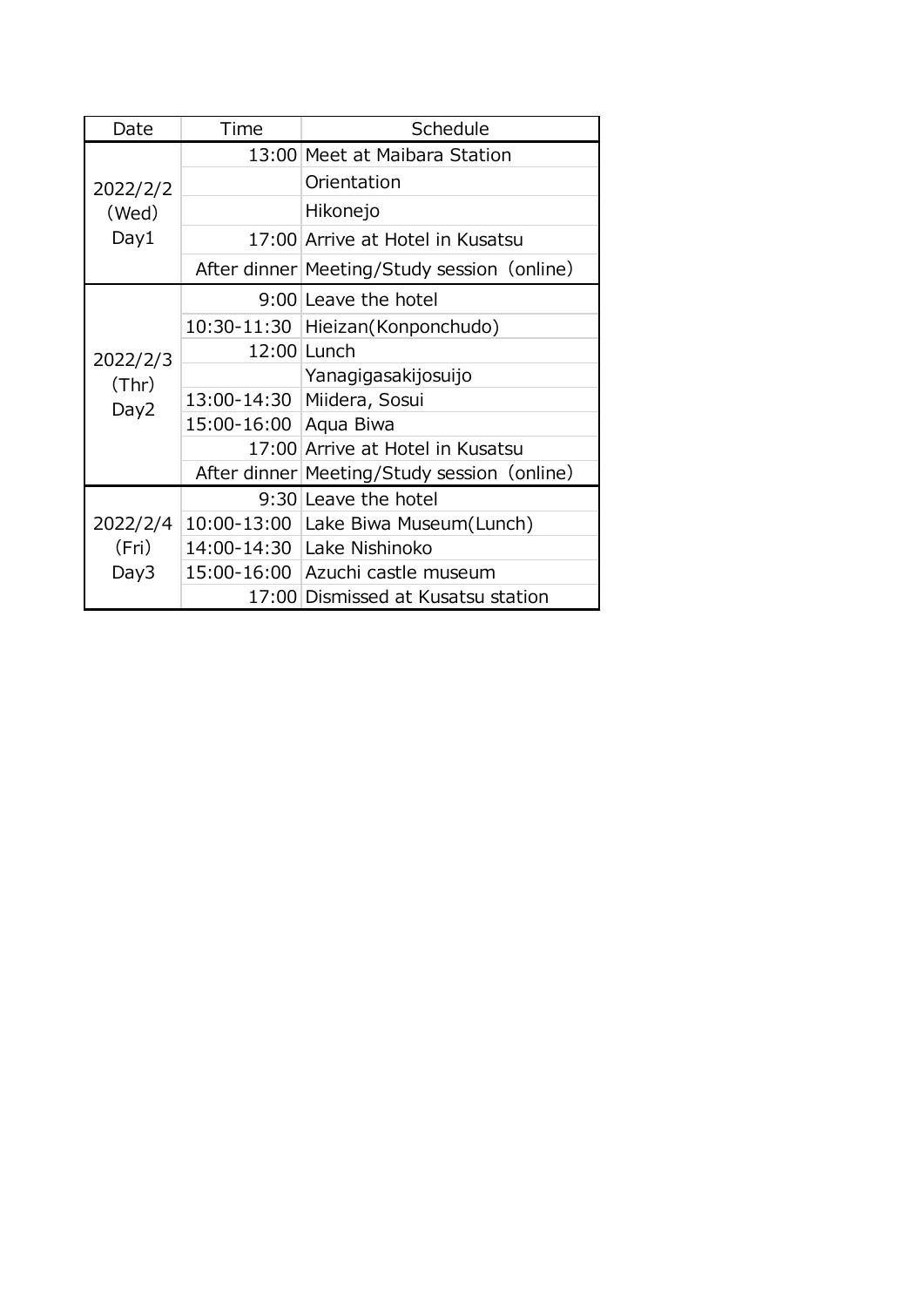| Date | Time | Schedule |
|---|---|---|
| 2022/2/2 (Wed) Day1 | 13:00 | Meet at Maibara Station |
| | | Orientation |
| | | Hikonejo |
| | 17:00 | Arrive at Hotel in Kusatsu |
| | After dinner | Meeting/Study session（online） |
| 2022/2/3 (Thr) Day2 | 9:00 | Leave the hotel |
| | 10:30-11:30 | Hieizan(Konponchudo) |
| | 12:00 | Lunch |
| | | Yanagigasakijosuijo |
| | 13:00-14:30 | Miidera, Sosui |
| | 15:00-16:00 | Aqua Biwa |
| | 17:00 | Arrive at Hotel in Kusatsu |
| | After dinner | Meeting/Study session（online） |
| 2022/2/4 (Fri) Day3 | 9:30 | Leave the hotel |
| | 10:00-13:00 | Lake Biwa Museum(Lunch) |
| | 14:00-14:30 | Lake Nishinoko |
| | 15:00-16:00 | Azuchi castle museum |
| | 17:00 | Dismissed at Kusatsu station |